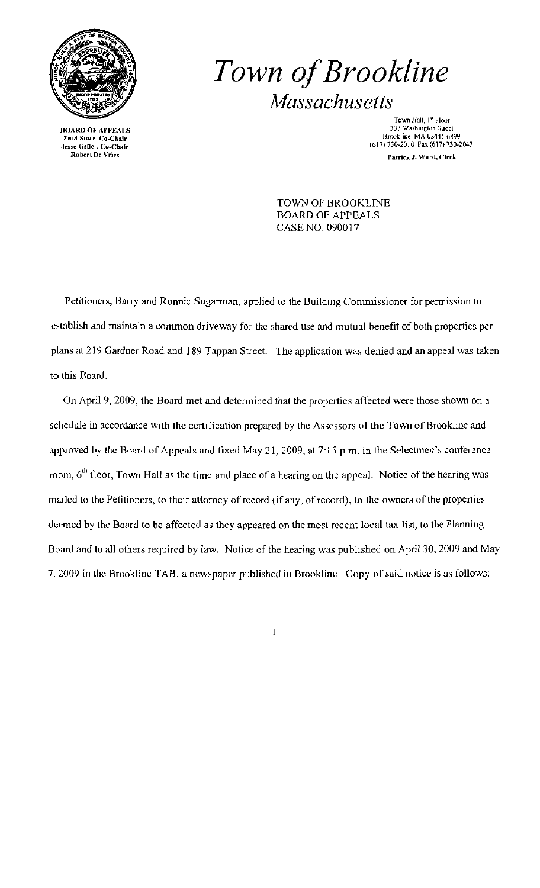# *Town of Brookline*

## *Massachusetts*

BOARD OF APPEALS
Enid Starr, Co-Chair
Jesse Geller, Co-Chair
Robert De Vries

Town Hall, 1st Floor
333 Washington Street
Brookline, MA 02445-6899
(617) 730-2010 Fax (617) 730-2043
Patrick J. Ward, Clerk

TOWN OF BROOKLINE
BOARD OF APPEALS
CASE NO. 090017

Petitioners, Barry and Ronnie Sugarman, applied to the Building Commissioner for permission to establish and maintain a common driveway for the shared use and mutual benefit of both properties per plans at 219 Gardner Road and 189 Tappan Street. The application was denied and an appeal was taken to this Board.

On April 9, 2009, the Board met and determined that the properties affected were those shown on a schedule in accordance with the certification prepared by the Assessors of the Town of Brookline and approved by the Board of Appeals and fixed May 21, 2009, at 7:15 p.m. in the Selectmen's conference room, 6th floor, Town Hall as the time and place of a hearing on the appeal. Notice of the hearing was mailed to the Petitioners, to their attorney of record (if any, of record), to the owners of the properties deemed by the Board to be affected as they appeared on the most recent local tax list, to the Planning Board and to all others required by law. Notice of the hearing was published on April 30, 2009 and May 7, 2009 in the Brookline TAB, a newspaper published in Brookline. Copy of said notice is as follows: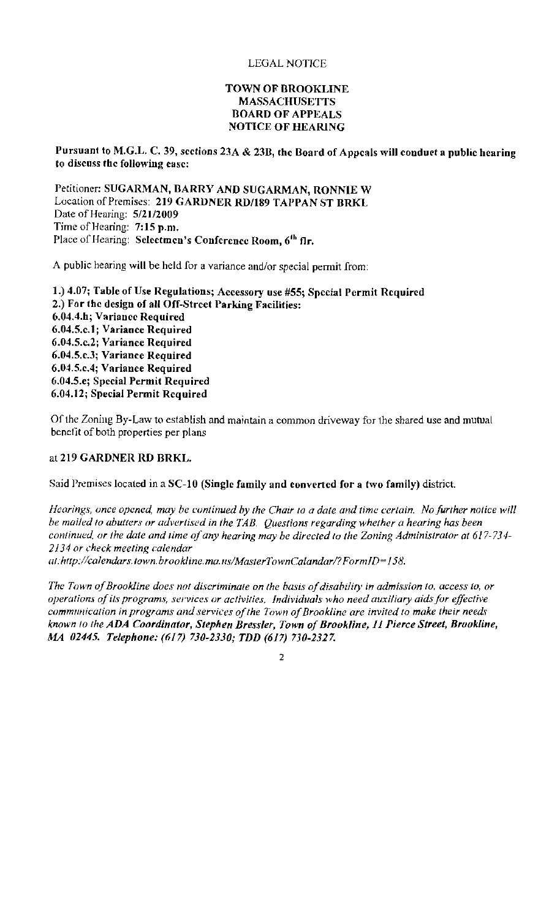LEGAL NOTICE

**TOWN OF BROOKLINE**
**MASSACHUSETTS**
**BOARD OF APPEALS**
**NOTICE OF HEARING**

**Pursuant to M.G.L. C. 39, sections 23A & 23B, the Board of Appeals will conduct a public hearing to discuss the following case:**

Petitioner: **SUGARMAN, BARRY AND SUGARMAN, RONNIE W**
Location of Premises: **219 GARDNER RD/189 TAPPAN ST BRKL**
Date of Hearing: **5/21/2009**
Time of Hearing: **7:15 p.m.**
Place of Hearing: **Selectmen's Conference Room, 6th flr.**

A public hearing will be held for a variance and/or special permit from:

**1.) 4.07; Table of Use Regulations; Accessory use #55; Special Permit Required**
**2.) For the design of all Off-Street Parking Facilities:**
**6.04.4.h; Variance Required**
**6.04.5.c.1; Variance Required**
**6.04.5.c.2; Variance Required**
**6.04.5.c.3; Variance Required**
**6.04.5.c.4; Variance Required**
**6.04.5.e; Special Permit Required**
**6.04.12; Special Permit Required**

Of the Zoning By-Law to establish and maintain a common driveway for the shared use and mutual benefit of both properties per plans

at **219 GARDNER RD BRKL.**

Said Premises located in a **SC-10 (Single family and converted for a two family)** district.

*Hearings, once opened, may be continued by the Chair to a date and time certain. No further notice will be mailed to abutters or advertised in the TAB. Questions regarding whether a hearing has been continued, or the date and time of any hearing may be directed to the Zoning Administrator at 617-734-2134 or check meeting calendar at: http://calendars.town.brookline.ma.us/MasterTownCalandar/?FormID=158.*

*The Town of Brookline does not discriminate on the basis of disability in admission to, access to, or operations of its programs, services or activities. Individuals who need auxiliary aids for effective communication in programs and services of the Town of Brookline are invited to make their needs known to the* ***ADA Coordinator, Stephen Bressler, Town of Brookline, 11 Pierce Street, Brookline, MA 02445. Telephone: (617) 730-2330; TDD (617) 730-2327.***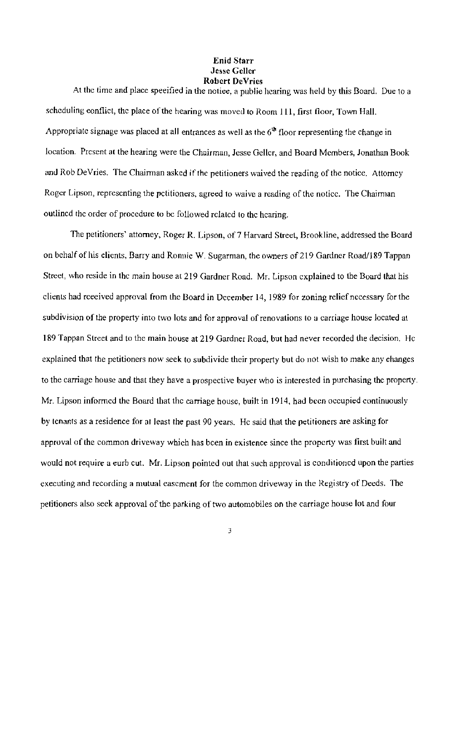**Enid Starr**
**Jesse Geller**
**Robert DeVries**

At the time and place specified in the notice, a public hearing was held by this Board. Due to a scheduling conflict, the place of the hearing was moved to Room 111, first floor, Town Hall. Appropriate signage was placed at all entrances as well as the 6th floor representing the change in location. Present at the hearing were the Chairman, Jesse Geller, and Board Members, Jonathan Book and Rob DeVries. The Chairman asked if the petitioners waived the reading of the notice. Attorney Roger Lipson, representing the petitioners, agreed to waive a reading of the notice. The Chairman outlined the order of procedure to be followed related to the hearing.

The petitioners' attorney, Roger R. Lipson, of 7 Harvard Street, Brookline, addressed the Board on behalf of his clients, Barry and Ronnie W. Sugarman, the owners of 219 Gardner Road/189 Tappan Street, who reside in the main house at 219 Gardner Road. Mr. Lipson explained to the Board that his clients had received approval from the Board in December 14, 1989 for zoning relief necessary for the subdivision of the property into two lots and for approval of renovations to a carriage house located at 189 Tappan Street and to the main house at 219 Gardner Road, but had never recorded the decision. He explained that the petitioners now seek to subdivide their property but do not wish to make any changes to the carriage house and that they have a prospective buyer who is interested in purchasing the property. Mr. Lipson informed the Board that the carriage house, built in 1914, had been occupied continuously by tenants as a residence for at least the past 90 years. He said that the petitioners are asking for approval of the common driveway which has been in existence since the property was first built and would not require a curb cut. Mr. Lipson pointed out that such approval is conditioned upon the parties executing and recording a mutual easement for the common driveway in the Registry of Deeds. The petitioners also seek approval of the parking of two automobiles on the carriage house lot and four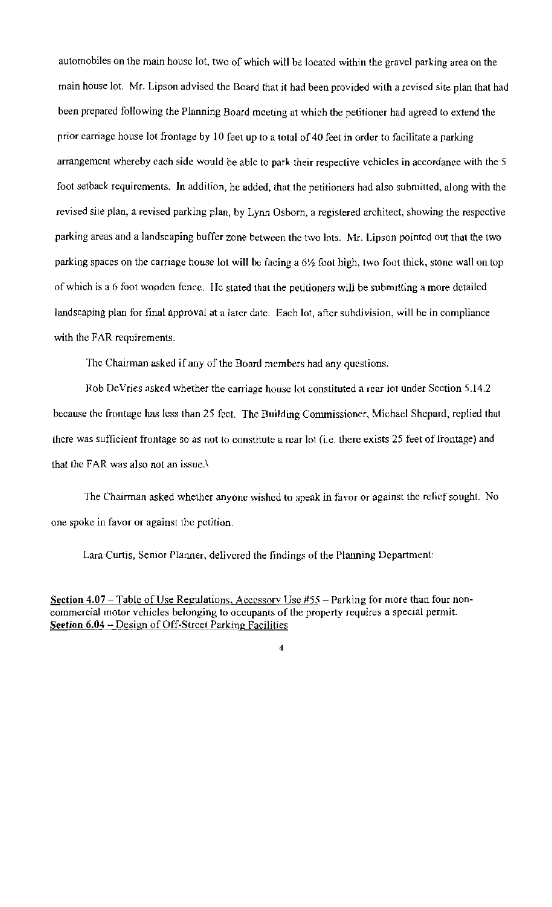automobiles on the main house lot, two of which will be located within the gravel parking area on the main house lot. Mr. Lipson advised the Board that it had been provided with a revised site plan that had been prepared following the Planning Board meeting at which the petitioner had agreed to extend the prior carriage house lot frontage by 10 feet up to a total of 40 feet in order to facilitate a parking arrangement whereby each side would be able to park their respective vehicles in accordance with the 5 foot setback requirements. In addition, he added, that the petitioners had also submitted, along with the revised site plan, a revised parking plan, by Lynn Osborn, a registered architect, showing the respective parking areas and a landscaping buffer zone between the two lots. Mr. Lipson pointed out that the two parking spaces on the carriage house lot will be facing a 6½ foot high, two foot thick, stone wall on top of which is a 6 foot wooden fence. He stated that the petitioners will be submitting a more detailed landscaping plan for final approval at a later date. Each lot, after subdivision, will be in compliance with the FAR requirements.

The Chairman asked if any of the Board members had any questions.

Rob DeVries asked whether the carriage house lot constituted a rear lot under Section 5.14.2 because the frontage has less than 25 feet. The Building Commissioner, Michael Shepard, replied that there was sufficient frontage so as not to constitute a rear lot (i.e. there exists 25 feet of frontage) and that the FAR was also not an issue.\

The Chairman asked whether anyone wished to speak in favor or against the relief sought. No one spoke in favor or against the petition.

Lara Curtis, Senior Planner, delivered the findings of the Planning Department:

**Section 4.07 – Table of Use Regulations, Accessory Use #55** – Parking for more than four non-commercial motor vehicles belonging to occupants of the property requires a special permit.

**Section 6.04 – Design of Off-Street Parking Facilities**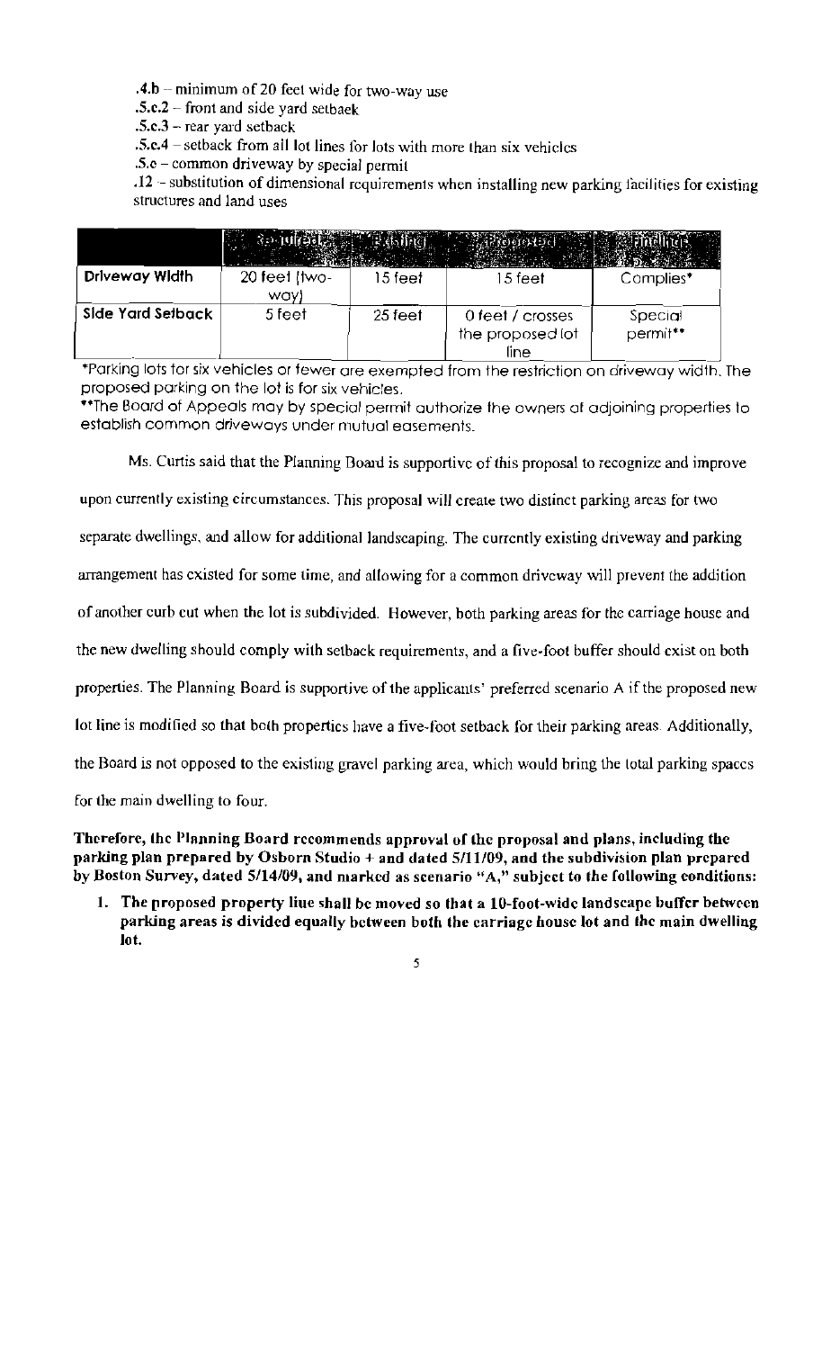.4.b – minimum of 20 feet wide for two-way use  
.5.c.2 – front and side yard setback  
.5.c.3 – rear yard setback  
.5.c.4 – setback from all lot lines for lots with more than six vehicles  
.5.e – common driveway by special permit  
.12 – substitution of dimensional requirements when installing new parking facilities for existing structures and land uses

| | Required | Existing | Proposed | Finding |
|---|---|---|---|---|
| **Driveway Width** | 20 feet (two-way) | 15 feet | 15 feet | Complies* |
| **Side Yard Setback** | 5 feet | 25 feet | 0 feet / crosses the proposed lot line | Special permit** |

*Parking lots for six vehicles or fewer are exempted from the restriction on driveway width. The proposed parking on the lot is for six vehicles.

**The Board of Appeals may by special permit authorize the owners of adjoining properties to establish common driveways under mutual easements.

Ms. Curtis said that the Planning Board is supportive of this proposal to recognize and improve upon currently existing circumstances. This proposal will create two distinct parking areas for two separate dwellings, and allow for additional landscaping. The currently existing driveway and parking arrangement has existed for some time, and allowing for a common driveway will prevent the addition of another curb cut when the lot is subdivided. However, both parking areas for the carriage house and the new dwelling should comply with setback requirements, and a five-foot buffer should exist on both properties. The Planning Board is supportive of the applicants' preferred scenario A if the proposed new lot line is modified so that both properties have a five-foot setback for their parking areas. Additionally, the Board is not opposed to the existing gravel parking area, which would bring the total parking spaces for the main dwelling to four.

**Therefore, the Planning Board recommends approval of the proposal and plans, including the parking plan prepared by Osborn Studio + and dated 5/11/09, and the subdivision plan prepared by Boston Survey, dated 5/14/09, and marked as scenario "A," subject to the following conditions:**

1. **The proposed property line shall be moved so that a 10-foot-wide landscape buffer between parking areas is divided equally between both the carriage house lot and the main dwelling lot.**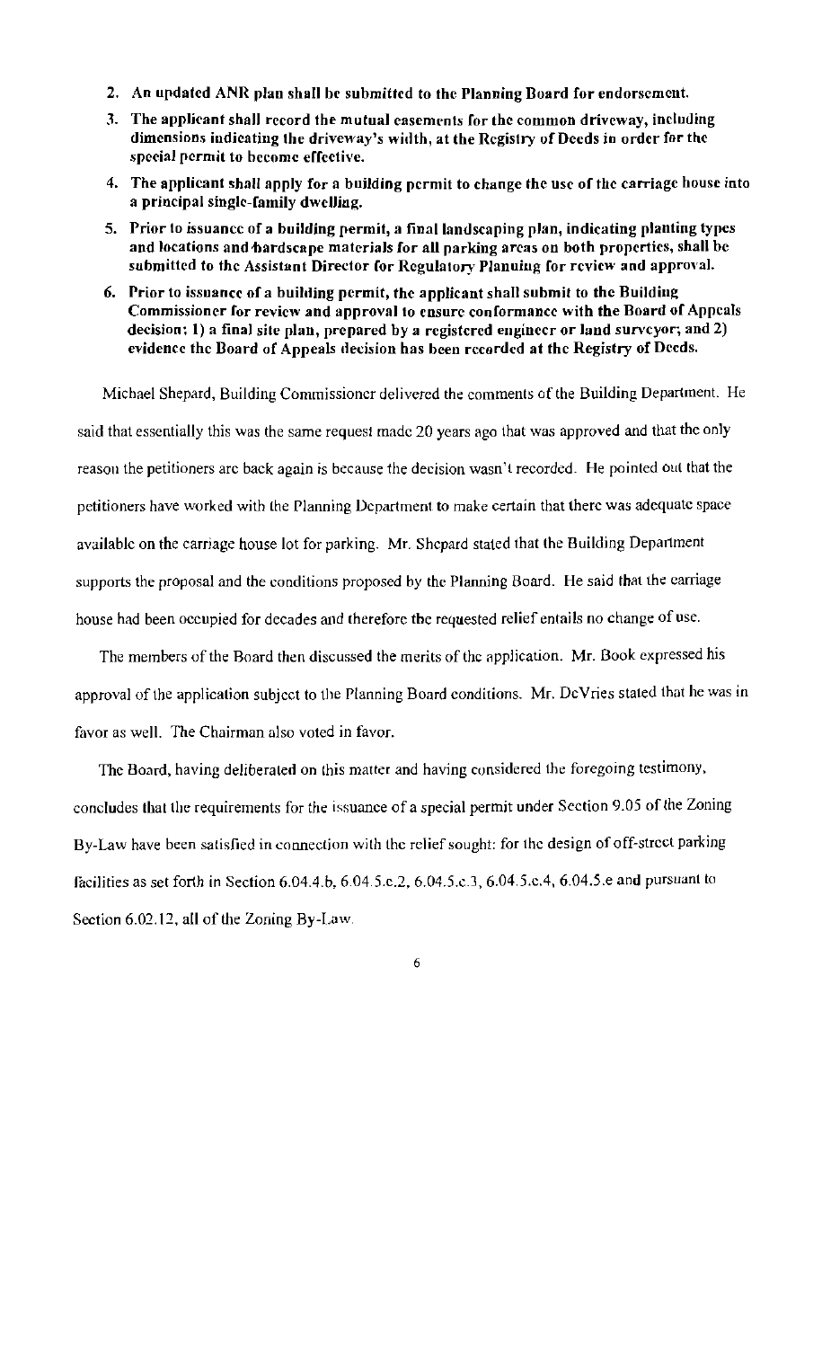2. **An updated ANR plan shall be submitted to the Planning Board for endorsement.**
3. **The applicant shall record the mutual easements for the common driveway, including dimensions indicating the driveway's width, at the Registry of Deeds in order for the special permit to become effective.**
4. **The applicant shall apply for a building permit to change the use of the carriage house into a principal single-family dwelling.**
5. **Prior to issuance of a building permit, a final landscaping plan, indicating planting types and locations and hardscape materials for all parking areas on both properties, shall be submitted to the Assistant Director for Regulatory Planning for review and approval.**
6. **Prior to issuance of a building permit, the applicant shall submit to the Building Commissioner for review and approval to ensure conformance with the Board of Appeals decision: 1) a final site plan, prepared by a registered engineer or land surveyor; and 2) evidence the Board of Appeals decision has been recorded at the Registry of Deeds.**

Michael Shepard, Building Commissioner delivered the comments of the Building Department. He said that essentially this was the same request made 20 years ago that was approved and that the only reason the petitioners are back again is because the decision wasn't recorded. He pointed out that the petitioners have worked with the Planning Department to make certain that there was adequate space available on the carriage house lot for parking. Mr. Shepard stated that the Building Department supports the proposal and the conditions proposed by the Planning Board. He said that the carriage house had been occupied for decades and therefore the requested relief entails no change of use.

The members of the Board then discussed the merits of the application. Mr. Book expressed his approval of the application subject to the Planning Board conditions. Mr. DeVries stated that he was in favor as well. The Chairman also voted in favor.

The Board, having deliberated on this matter and having considered the foregoing testimony, concludes that the requirements for the issuance of a special permit under Section 9.05 of the Zoning By-Law have been satisfied in connection with the relief sought: for the design of off-street parking facilities as set forth in Section 6.04.4.b, 6.04.5.c.2, 6.04.5.c.3, 6.04.5.c.4, 6.04.5.e and pursuant to Section 6.02.12, all of the Zoning By-Law.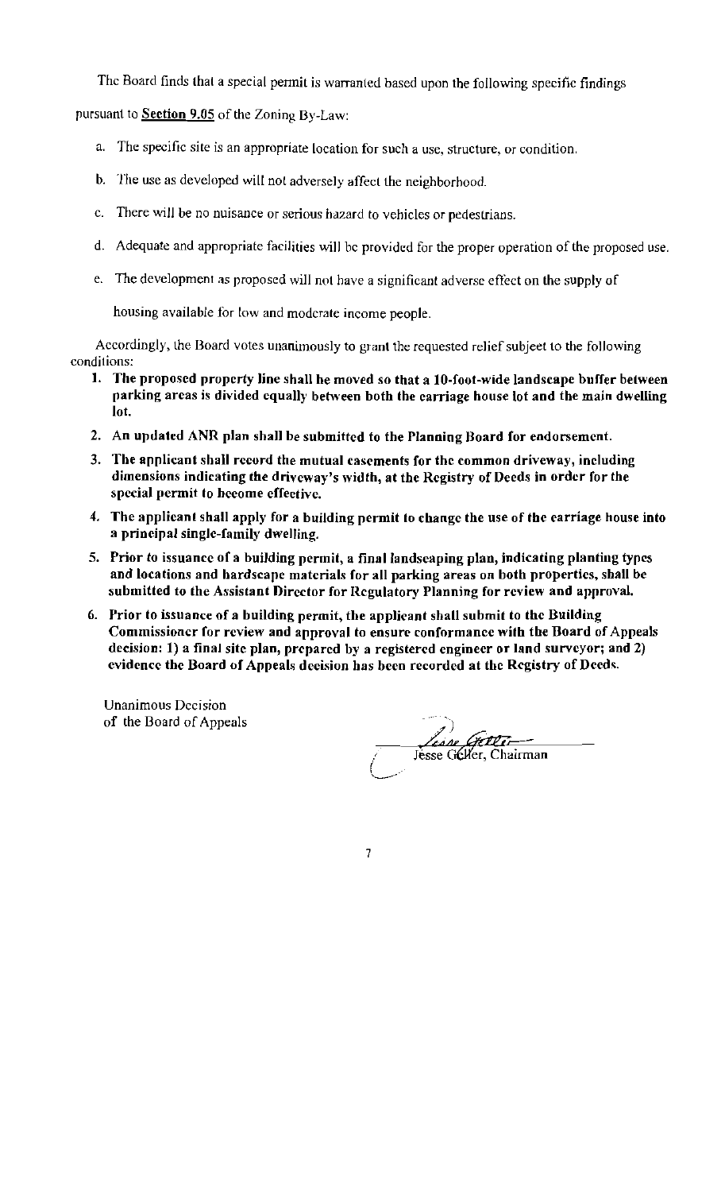The Board finds that a special permit is warranted based upon the following specific findings pursuant to **Section 9.05** of the Zoning By-Law:

a. The specific site is an appropriate location for such a use, structure, or condition.

b. The use as developed will not adversely affect the neighborhood.

c. There will be no nuisance or serious hazard to vehicles or pedestrians.

d. Adequate and appropriate facilities will be provided for the proper operation of the proposed use.

e. The development as proposed will not have a significant adverse effect on the supply of housing available for low and moderate income people.

Accordingly, the Board votes unanimously to grant the requested relief subjeet to the following conditions:

1. **The proposed property line shall be moved so that a 10-foot-wide landscape buffer between parking areas is divided equally between both the carriage house lot and the main dwelling lot.**
2. **An updated ANR plan shall be submitted to the Planning Board for endorsement.**
3. **The applicant shall record the mutual easements for the common driveway, including dimensions indicating the driveway's width, at the Registry of Deeds in order for the special permit to become effective.**
4. **The applicant shall apply for a building permit to change the use of the carriage house into a principal single-family dwelling.**
5. **Prior to issuance of a building permit, a final landscaping plan, indicating planting types and locations and hardscape materials for all parking areas on both properties, shall be submitted to the Assistant Director for Regulatory Planning for review and approval.**
6. **Prior to issuance of a building permit, the applicant shall submit to the Building Commissioner for review and approval to ensure conformance with the Board of Appeals decision: 1) a final site plan, prepared by a registered engineer or land surveyor; and 2) evidence the Board of Appeals decision has been recorded at the Registry of Deeds.**

Unanimous Decision
of the Board of Appeals

Jesse Geller, Chairman